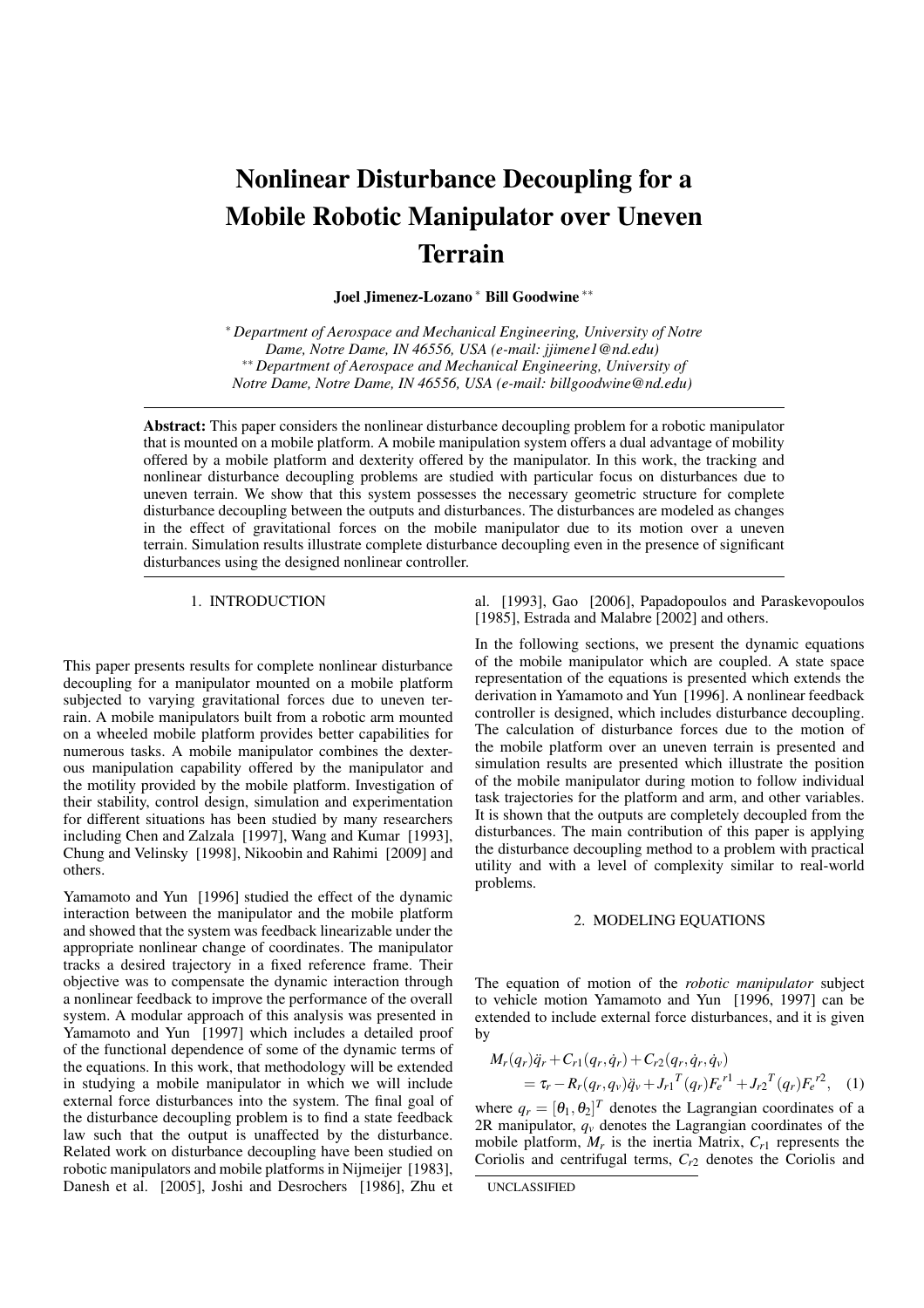# Nonlinear Disturbance Decoupling for a Mobile Robotic Manipulator over Uneven Terrain

**Joel Jimenez-Lozano** [*] **Bill Goodwine** [**]

[*] *Department of Aerospace and Mechanical Engineering, University of Notre Dame, Notre Dame, IN 46556, USA (e-mail: jjimene1@nd.edu)*
[**] *Department of Aerospace and Mechanical Engineering, University of Notre Dame, Notre Dame, IN 46556, USA (e-mail: billgoodwine@nd.edu)*

**Abstract:** This paper considers the nonlinear disturbance decoupling problem for a robotic manipulator that is mounted on a mobile platform. A mobile manipulation system offers a dual advantage of mobility offered by a mobile platform and dexterity offered by the manipulator. In this work, the tracking and nonlinear disturbance decoupling problems are studied with particular focus on disturbances due to uneven terrain. We show that this system possesses the necessary geometric structure for complete disturbance decoupling between the outputs and disturbances. The disturbances are modeled as changes in the effect of gravitational forces on the mobile manipulator due to its motion over a uneven terrain. Simulation results illustrate complete disturbance decoupling even in the presence of significant disturbances using the designed nonlinear controller.

## 1. INTRODUCTION

This paper presents results for complete nonlinear disturbance decoupling for a manipulator mounted on a mobile platform subjected to varying gravitational forces due to uneven terrain. A mobile manipulators built from a robotic arm mounted on a wheeled mobile platform provides better capabilities for numerous tasks. A mobile manipulator combines the dexterous manipulation capability offered by the manipulator and the motility provided by the mobile platform. Investigation of their stability, control design, simulation and experimentation for different situations has been studied by many researchers including Chen and Zalzala [1997], Wang and Kumar [1993], Chung and Velinsky [1998], Nikoobin and Rahimi [2009] and others.

Yamamoto and Yun [1996] studied the effect of the dynamic interaction between the manipulator and the mobile platform and showed that the system was feedback linearizable under the appropriate nonlinear change of coordinates. The manipulator tracks a desired trajectory in a fixed reference frame. Their objective was to compensate the dynamic interaction through a nonlinear feedback to improve the performance of the overall system. A modular approach of this analysis was presented in Yamamoto and Yun [1997] which includes a detailed proof of the functional dependence of some of the dynamic terms of the equations. In this work, that methodology will be extended in studying a mobile manipulator in which we will include external force disturbances into the system. The final goal of the disturbance decoupling problem is to find a state feedback law such that the output is unaffected by the disturbance. Related work on disturbance decoupling have been studied on robotic manipulators and mobile platforms in Nijmeijer [1983], Danesh et al. [2005], Joshi and Desrochers [1986], Zhu et al. [1993], Gao [2006], Papadopoulos and Paraskevopoulos [1985], Estrada and Malabre [2002] and others.

In the following sections, we present the dynamic equations of the mobile manipulator which are coupled. A state space representation of the equations is presented which extends the derivation in Yamamoto and Yun [1996]. A nonlinear feedback controller is designed, which includes disturbance decoupling. The calculation of disturbance forces due to the motion of the mobile platform over an uneven terrain is presented and simulation results are presented which illustrate the position of the mobile manipulator during motion to follow individual task trajectories for the platform and arm, and other variables. It is shown that the outputs are completely decoupled from the disturbances. The main contribution of this paper is applying the disturbance decoupling method to a problem with practical utility and with a level of complexity similar to real-world problems.

## 2. MODELING EQUATIONS

The equation of motion of the *robotic manipulator* subject to vehicle motion Yamamoto and Yun [1996, 1997] can be extended to include external force disturbances, and it is given by

$$
\begin{aligned}
M_r(q_r)\ddot{q}_r + C_{r1}(q_r,\dot{q}_r) + C_{r2}(q_r,\dot{q}_r,\dot{q}_v) \\
= \tau_r - R_r(q_r,q_v)\ddot{q}_v + {J_{r1}}^T(q_r){F_e}^{r1} + {J_{r2}}^T(q_r){F_e}^{r2}, \quad (1)
\end{aligned}
$$

where $q_r = [\theta_1, \theta_2]^T$ denotes the Lagrangian coordinates of a 2R manipulator, $q_v$ denotes the Lagrangian coordinates of the mobile platform, $M_r$ is the inertia Matrix, $C_{r1}$ represents the Coriolis and centrifugal terms, $C_{r2}$ denotes the Coriolis and

UNCLASSIFIED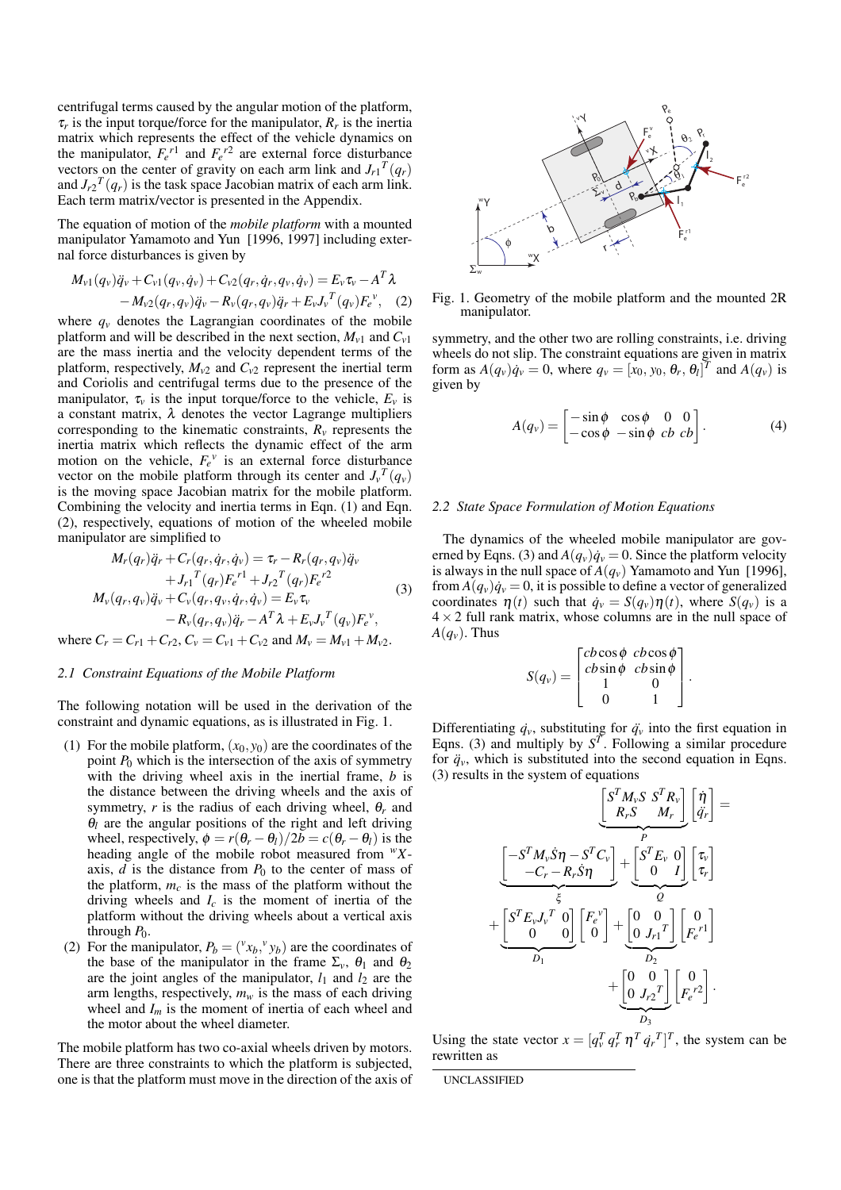centrifugal terms caused by the angular motion of the platform, $\tau_r$ is the input torque/force for the manipulator, $R_r$ is the inertia matrix which represents the effect of the vehicle dynamics on the manipulator, $F_e^{r1}$ and $F_e^{r2}$ are external force disturbance vectors on the center of gravity on each arm link and $J_{r1}^T(q_r)$ and $J_{r2}^T(q_r)$ is the task space Jacobian matrix of each arm link. Each term matrix/vector is presented in the Appendix.

The equation of motion of the *mobile platform* with a mounted manipulator Yamamoto and Yun [1996, 1997] including external force disturbances is given by

$$M_{v1}(q_v)\ddot{q}_v + C_{v1}(q_v,\dot{q}_v) + C_{v2}(q_r,\dot{q}_r,q_v,\dot{q}_v) = E_v\tau_v - A^T\lambda - M_{v2}(q_r,q_v)\ddot{q}_v - R_v(q_r,q_v)\ddot{q}_r + E_v J_v^T(q_v)F_e^{v}, \quad (2)$$

where $q_v$ denotes the Lagrangian coordinates of the mobile platform and will be described in the next section, $M_{v1}$ and $C_{v1}$ are the mass inertia and the velocity dependent terms of the platform, respectively, $M_{v2}$ and $C_{v2}$ represent the inertial term and Coriolis and centrifugal terms due to the presence of the manipulator, $\tau_v$ is the input torque/force to the vehicle, $E_v$ is a constant matrix, $\lambda$ denotes the vector Lagrange multipliers corresponding to the kinematic constraints, $R_v$ represents the inertia matrix which reflects the dynamic effect of the arm motion on the vehicle, $F_e^{v}$ is an external force disturbance vector on the mobile platform through its center and $J_v^T(q_v)$ is the moving space Jacobian matrix for the mobile platform. Combining the velocity and inertia terms in Eqn. (1) and Eqn. (2), respectively, equations of motion of the wheeled mobile manipulator are simplified to

$$\begin{aligned} M_r(q_r)\ddot{q}_r + C_r(q_r,\dot{q}_r,\dot{q}_v) &= \tau_r - R_r(q_r,q_v)\ddot{q}_v \\ &\quad + J_{r1}^T(q_r)F_e^{r1} + J_{r2}^T(q_r)F_e^{r2} \\ M_v(q_r,q_v)\ddot{q}_v + C_v(q_r,q_v,\dot{q}_r,\dot{q}_v) &= E_v\tau_v \\ &\quad - R_v(q_r,q_v)\ddot{q}_r - A^T\lambda + E_v J_v^T(q_v)F_e^{v}, \end{aligned} \quad (3)$$

where $C_r = C_{r1} + C_{r2}$, $C_v = C_{v1} + C_{v2}$ and $M_v = M_{v1} + M_{v2}$.

### 2.1 Constraint Equations of the Mobile Platform

The following notation will be used in the derivation of the constraint and dynamic equations, as is illustrated in Fig. 1.

(1) For the mobile platform, $(x_0, y_0)$ are the coordinates of the point $P_0$ which is the intersection of the axis of symmetry with the driving wheel axis in the inertial frame, $b$ is the distance between the driving wheels and the axis of symmetry, $r$ is the radius of each driving wheel, $\theta_r$ and $\theta_l$ are the angular positions of the right and left driving wheel, respectively, $\phi = r(\theta_r - \theta_l)/2b = c(\theta_r - \theta_l)$ is the heading angle of the mobile robot measured from ${}^wX$-axis, $d$ is the distance from $P_0$ to the center of mass of the platform, $m_c$ is the mass of the platform without the driving wheels and $I_c$ is the moment of inertia of the platform without the driving wheels about a vertical axis through $P_0$.

(2) For the manipulator, $P_b = ({}^vx_b, {}^vy_b)$ are the coordinates of the base of the manipulator in the frame $\Sigma_v$, $\theta_1$ and $\theta_2$ are the joint angles of the manipulator, $l_1$ and $l_2$ are the arm lengths, respectively, $m_w$ is the mass of each driving wheel and $I_m$ is the moment of inertia of each wheel and the motor about the wheel diameter.

The mobile platform has two co-axial wheels driven by motors. There are three constraints to which the platform is subjected, one is that the platform must move in the direction of the axis of symmetry, and the other two are rolling constraints, i.e. driving wheels do not slip. The constraint equations are given in matrix form as $A(q_v)\dot{q}_v = 0$, where $q_v = [x_0, y_0, \theta_r, \theta_l]^T$ and $A(q_v)$ is given by

Fig. 1. Geometry of the mobile platform and the mounted 2R manipulator.

$$A(q_v) = \begin{bmatrix} -\sin\phi & \cos\phi & 0 & 0 \\ -\cos\phi & -\sin\phi & cb & cb \end{bmatrix}. \quad (4)$$

### 2.2 State Space Formulation of Motion Equations

The dynamics of the wheeled mobile manipulator are governed by Eqns. (3) and $A(q_v)\dot{q}_v = 0$. Since the platform velocity is always in the null space of $A(q_v)$ Yamamoto and Yun [1996], from $A(q_v)\dot{q}_v = 0$, it is possible to define a vector of generalized coordinates $\eta(t)$ such that $\dot{q}_v = S(q_v)\eta(t)$, where $S(q_v)$ is a $4\times 2$ full rank matrix, whose columns are in the null space of $A(q_v)$. Thus

$$S(q_v) = \begin{bmatrix} cb\cos\phi & cb\cos\phi \\ cb\sin\phi & cb\sin\phi \\ 1 & 0 \\ 0 & 1 \end{bmatrix}.$$

Differentiating $\dot{q}_v$, substituting for $\ddot{q}_v$ into the first equation in Eqns. (3) and multiply by $S^T$. Following a similar procedure for $\ddot{q}_v$, which is substituted into the second equation in Eqns. (3) results in the system of equations

$$\underbrace{\begin{bmatrix} S^TM_vS & S^TR_v \\ R_rS & M_r \end{bmatrix}}_{P} \begin{bmatrix} \dot{\eta} \\ \ddot{q}_r \end{bmatrix} = \underbrace{\begin{bmatrix} -S^TM_v\dot{S}\eta - S^TC_v \\ -C_r - R_r\dot{S}\eta \end{bmatrix}}_{\xi} + \underbrace{\begin{bmatrix} S^TE_v & 0 \\ 0 & I \end{bmatrix}}_{Q} \begin{bmatrix} \tau_v \\ \tau_r \end{bmatrix} + \underbrace{\begin{bmatrix} S^TE_vJ_v^T & 0 \\ 0 & 0 \end{bmatrix}}_{D_1} \begin{bmatrix} F_e^{v} \\ 0 \end{bmatrix} + \underbrace{\begin{bmatrix} 0 & 0 \\ 0 & J_{r1}^T \end{bmatrix}}_{D_2} \begin{bmatrix} 0 \\ F_e^{r1} \end{bmatrix} + \underbrace{\begin{bmatrix} 0 & 0 \\ 0 & J_{r2}^T \end{bmatrix}}_{D_3} \begin{bmatrix} 0 \\ F_e^{r2} \end{bmatrix}.$$

Using the state vector $x = [q_v^T \; q_r^T \; \eta^T \; \dot{q}_r^T]^T$, the system can be rewritten as

UNCLASSIFIED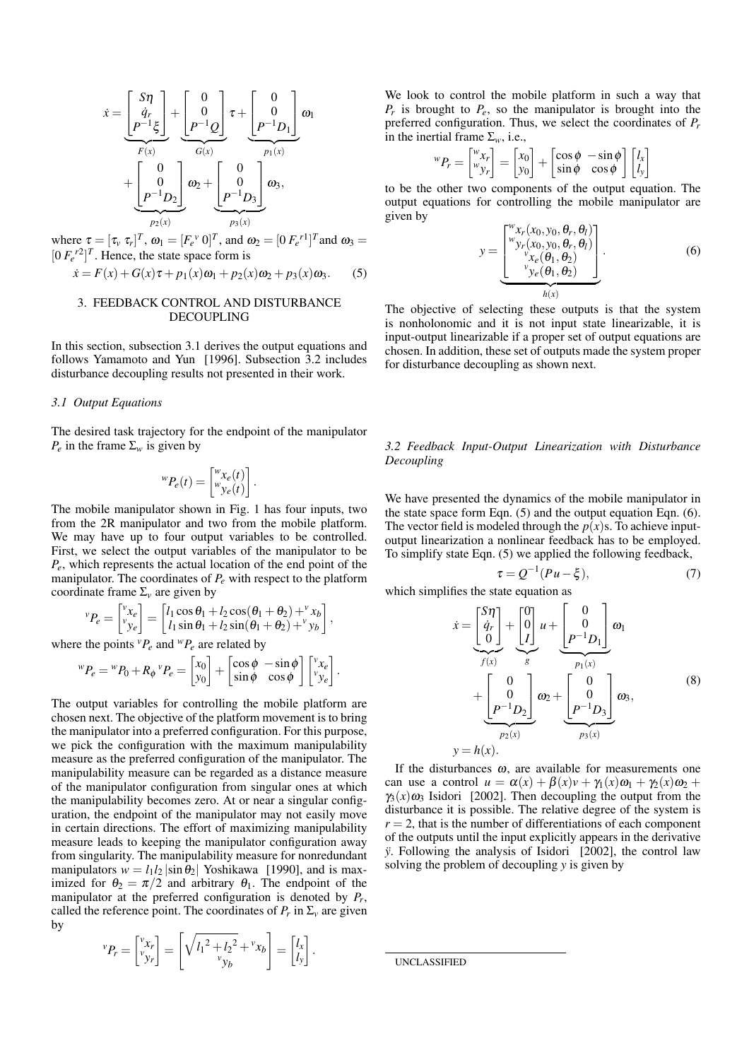$$
\dot{x} = \underbrace{\begin{bmatrix} S\eta \\ \dot{q}_r \\ P^{-1}\xi \end{bmatrix}}_{F(x)} + \underbrace{\begin{bmatrix} 0 \\ 0 \\ P^{-1}Q \end{bmatrix}}_{G(x)} \tau + \underbrace{\begin{bmatrix} 0 \\ 0 \\ P^{-1}D_1 \end{bmatrix}}_{p_1(x)} \omega_1 + \underbrace{\begin{bmatrix} 0 \\ 0 \\ P^{-1}D_2 \end{bmatrix}}_{p_2(x)} \omega_2 + \underbrace{\begin{bmatrix} 0 \\ 0 \\ P^{-1}D_3 \end{bmatrix}}_{p_3(x)} \omega_3,
$$

where $\tau = [\tau_v\ \tau_r]^T$, $\omega_1 = [F_e{}^v\ 0]^T$, and $\omega_2 = [0\ F_e{}^{r1}]^T$ and $\omega_3 = [0\ F_e{}^{r2}]^T$. Hence, the state space form is

$$
\dot{x} = F(x) + G(x)\tau + p_1(x)\omega_1 + p_2(x)\omega_2 + p_3(x)\omega_3. \tag{5}
$$

## 3. FEEDBACK CONTROL AND DISTURBANCE DECOUPLING

In this section, subsection 3.1 derives the output equations and follows Yamamoto and Yun [1996]. Subsection 3.2 includes disturbance decoupling results not presented in their work.

### 3.1 Output Equations

The desired task trajectory for the endpoint of the manipulator $P_e$ in the frame $\Sigma_w$ is given by

$$
{}^wP_e(t) = \begin{bmatrix} {}^wx_e(t) \\ {}^wy_e(t) \end{bmatrix}.
$$

The mobile manipulator shown in Fig. 1 has four inputs, two from the 2R manipulator and two from the mobile platform. We may have up to four output variables to be controlled. First, we select the output variables of the manipulator to be $P_e$, which represents the actual location of the end point of the manipulator. The coordinates of $P_e$ with respect to the platform coordinate frame $\Sigma_v$ are given by

$$
{}^vP_e = \begin{bmatrix} {}^vx_e \\ {}^vy_e \end{bmatrix} = \begin{bmatrix} l_1\cos\theta_1 + l_2\cos(\theta_1+\theta_2) + {}^vx_b \\ l_1\sin\theta_1 + l_2\sin(\theta_1+\theta_2) + {}^vy_b \end{bmatrix},
$$

where the points ${}^vP_e$ and ${}^wP_e$ are related by

$$
{}^wP_e = {}^wP_0 + R_\phi\, {}^vP_e = \begin{bmatrix} x_0 \\ y_0 \end{bmatrix} + \begin{bmatrix} \cos\phi & -\sin\phi \\ \sin\phi & \cos\phi \end{bmatrix} \begin{bmatrix} {}^vx_e \\ {}^vy_e \end{bmatrix}.
$$

The output variables for controlling the mobile platform are chosen next. The objective of the platform movement is to bring the manipulator into a preferred configuration. For this purpose, we pick the configuration with the maximum manipulability measure as the preferred configuration of the manipulator. The manipulability measure can be regarded as a distance measure of the manipulator configuration from singular ones at which the manipulability becomes zero. At or near a singular configuration, the endpoint of the manipulator may not easily move in certain directions. The effort of maximizing manipulability measure leads to keeping the manipulator configuration away from singularity. The manipulability measure for nonredundant manipulators $w = l_1 l_2 |\sin\theta_2|$ Yoshikawa [1990], and is maximized for $\theta_2 = \pi/2$ and arbitrary $\theta_1$. The endpoint of the manipulator at the preferred configuration is denoted by $P_r$, called the reference point. The coordinates of $P_r$ in $\Sigma_v$ are given by

$$
{}^vP_r = \begin{bmatrix} {}^vx_r \\ {}^vy_r \end{bmatrix} = \begin{bmatrix} \sqrt{l_1{}^2 + l_2{}^2} + {}^vx_b \\ {}^vy_b \end{bmatrix} = \begin{bmatrix} l_x \\ l_y \end{bmatrix}.
$$

We look to control the mobile platform in such a way that $P_r$ is brought to $P_e$, so the manipulator is brought into the preferred configuration. Thus, we select the coordinates of $P_r$ in the inertial frame $\Sigma_w$, i.e.,

$$
{}^wP_r = \begin{bmatrix} {}^wx_r \\ {}^wy_r \end{bmatrix} = \begin{bmatrix} x_0 \\ y_0 \end{bmatrix} + \begin{bmatrix} \cos\phi & -\sin\phi \\ \sin\phi & \cos\phi \end{bmatrix} \begin{bmatrix} l_x \\ l_y \end{bmatrix}
$$

to be the other two components of the output equation. The output equations for controlling the mobile manipulator are given by

$$
y = \underbrace{\begin{bmatrix} {}^wx_r(x_0, y_0, \theta_r, \theta_l) \\ {}^wy_r(x_0, y_0, \theta_r, \theta_l) \\ {}^vx_e(\theta_1, \theta_2) \\ {}^vy_e(\theta_1, \theta_2) \end{bmatrix}}_{h(x)}. \tag{6}
$$

The objective of selecting these outputs is that the system is nonholonomic and it is not input state linearizable, it is input-output linearizable if a proper set of output equations are chosen. In addition, these set of outputs made the system proper for disturbance decoupling as shown next.

### 3.2 Feedback Input-Output Linearization with Disturbance Decoupling

We have presented the dynamics of the mobile manipulator in the state space form Eqn. (5) and the output equation Eqn. (6). The vector field is modeled through the $p(x)$s. To achieve input-output linearization a nonlinear feedback has to be employed. To simplify state Eqn. (5) we applied the following feedback,

$$
\tau = Q^{-1}(Pu - \xi), \tag{7}
$$

which simplifies the state equation as

$$
\begin{aligned}
\dot{x} &= \underbrace{\begin{bmatrix} S\eta \\ \dot{q}_r \\ 0 \end{bmatrix}}_{f(x)} + \underbrace{\begin{bmatrix} 0 \\ 0 \\ I \end{bmatrix}}_{g} u + \underbrace{\begin{bmatrix} 0 \\ 0 \\ P^{-1}D_1 \end{bmatrix}}_{p_1(x)} \omega_1 + \underbrace{\begin{bmatrix} 0 \\ 0 \\ P^{-1}D_2 \end{bmatrix}}_{p_2(x)} \omega_2 + \underbrace{\begin{bmatrix} 0 \\ 0 \\ P^{-1}D_3 \end{bmatrix}}_{p_3(x)} \omega_3, \\
y &= h(x).
\end{aligned} \tag{8}
$$

If the disturbances $\omega$, are available for measurements one can use a control $u = \alpha(x) + \beta(x)v + \gamma_1(x)\omega_1 + \gamma_2(x)\omega_2 + \gamma_3(x)\omega_3$ Isidori [2002]. Then decoupling the output from the disturbance it is possible. The relative degree of the system is $r = 2$, that is the number of differentiations of each component of the outputs until the input explicitly appears in the derivative $\ddot{y}$. Following the analysis of Isidori [2002], the control law solving the problem of decoupling $y$ is given by

UNCLASSIFIED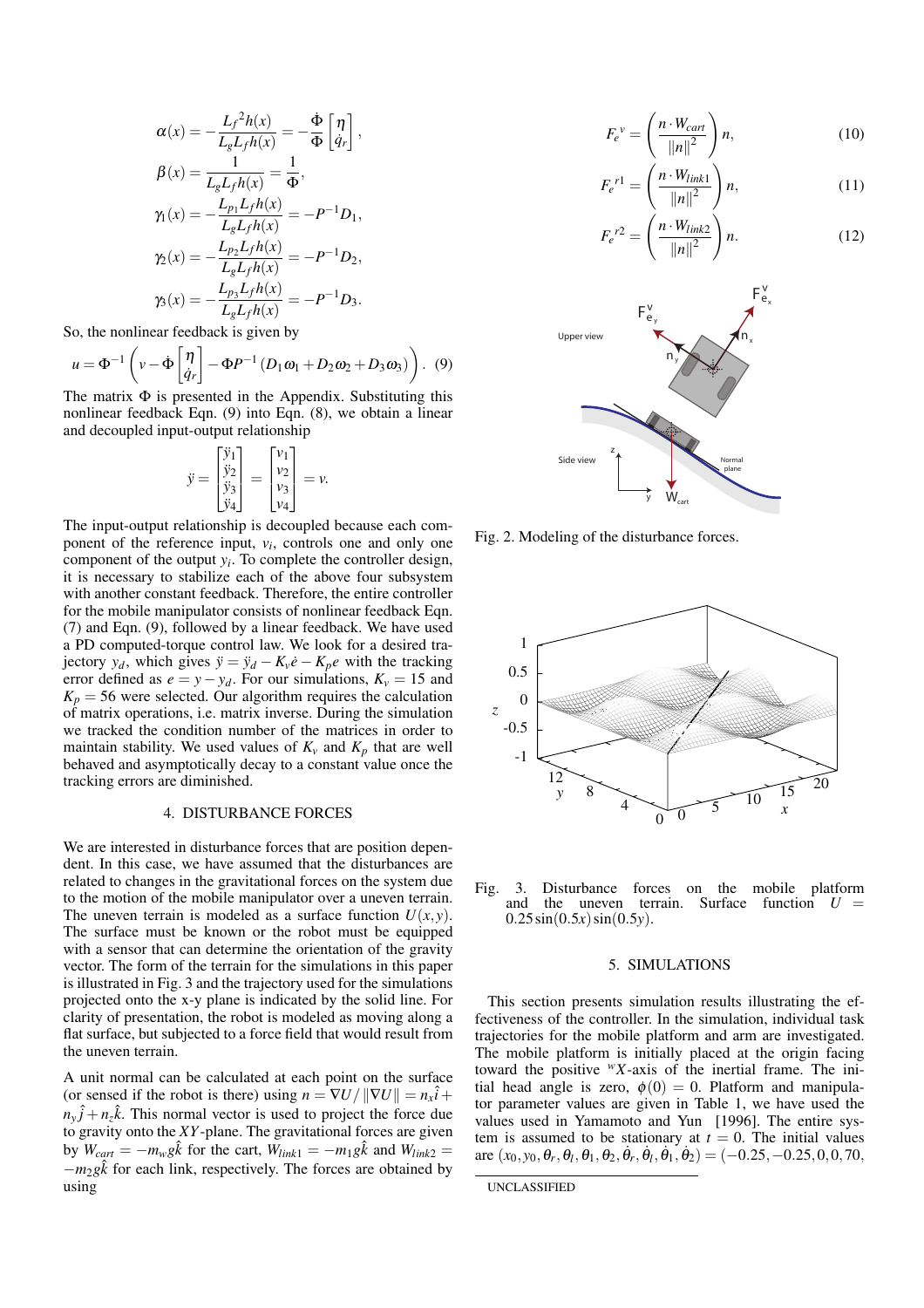$$\alpha(x) = -\frac{L_f{}^2 h(x)}{L_g L_f h(x)} = -\frac{\dot{\Phi}}{\Phi}\begin{bmatrix}\eta \\ \dot{q}_r\end{bmatrix},$$

$$\beta(x) = \frac{1}{L_g L_f h(x)} = \frac{1}{\Phi},$$

$$\gamma_1(x) = -\frac{L_{p_1} L_f h(x)}{L_g L_f h(x)} = -P^{-1} D_1,$$

$$\gamma_2(x) = -\frac{L_{p_2} L_f h(x)}{L_g L_f h(x)} = -P^{-1} D_2,$$

$$\gamma_3(x) = -\frac{L_{p_3} L_f h(x)}{L_g L_f h(x)} = -P^{-1} D_3.$$

So, the nonlinear feedback is given by

$$u = \Phi^{-1}\left(v - \dot{\Phi}\begin{bmatrix}\eta \\ \dot{q}_r\end{bmatrix} - \Phi P^{-1}\left(D_1\omega_1 + D_2\omega_2 + D_3\omega_3\right)\right). \quad (9)$$

The matrix $\Phi$ is presented in the Appendix. Substituting this nonlinear feedback Eqn. (9) into Eqn. (8), we obtain a linear and decoupled input-output relationship

$$\ddot{y} = \begin{bmatrix}\ddot{y}_1 \\ \ddot{y}_2 \\ \ddot{y}_3 \\ \ddot{y}_4\end{bmatrix} = \begin{bmatrix}v_1 \\ v_2 \\ v_3 \\ v_4\end{bmatrix} = v.$$

The input-output relationship is decoupled because each component of the reference input, $v_i$, controls one and only one component of the output $y_i$. To complete the controller design, it is necessary to stabilize each of the above four subsystem with another constant feedback. Therefore, the entire controller for the mobile manipulator consists of nonlinear feedback Eqn. (7) and Eqn. (9), followed by a linear feedback. We have used a PD computed-torque control law. We look for a desired trajectory $y_d$, which gives $\ddot{y} = \ddot{y}_d - K_v\dot{e} - K_p e$ with the tracking error defined as $e = y - y_d$. For our simulations, $K_v = 15$ and $K_p = 56$ were selected. Our algorithm requires the calculation of matrix operations, i.e. matrix inverse. During the simulation we tracked the condition number of the matrices in order to maintain stability. We used values of $K_v$ and $K_p$ that are well behaved and asymptotically decay to a constant value once the tracking errors are diminished.

## 4. DISTURBANCE FORCES

We are interested in disturbance forces that are position dependent. In this case, we have assumed that the disturbances are related to changes in the gravitational forces on the system due to the motion of the mobile manipulator over a uneven terrain. The uneven terrain is modeled as a surface function $U(x,y)$. The surface must be known or the robot must be equipped with a sensor that can determine the orientation of the gravity vector. The form of the terrain for the simulations in this paper is illustrated in Fig. 3 and the trajectory used for the simulations projected onto the x-y plane is indicated by the solid line. For clarity of presentation, the robot is modeled as moving along a flat surface, but subjected to a force field that would result from the uneven terrain.

A unit normal can be calculated at each point on the surface (or sensed if the robot is there) using $n = \nabla U / \|\nabla U\| = n_x\hat{i} + n_y\hat{j} + n_z\hat{k}$. This normal vector is used to project the force due to gravity onto the $XY$-plane. The gravitational forces are given by $W_{cart} = -m_w g\hat{k}$ for the cart, $W_{link1} = -m_1 g\hat{k}$ and $W_{link2} = -m_2 g\hat{k}$ for each link, respectively. The forces are obtained by using

$$F_e{}^v = \left(\frac{n \cdot W_{cart}}{\|n\|^2}\right) n, \quad (10)$$

$$F_e{}^{r1} = \left(\frac{n \cdot W_{link1}}{\|n\|^2}\right) n, \quad (11)$$

$$F_e{}^{r2} = \left(\frac{n \cdot W_{link2}}{\|n\|^2}\right) n. \quad (12)$$

Fig. 2. Modeling of the disturbance forces.

Fig. 3. Disturbance forces on the mobile platform and the uneven terrain. Surface function $U = 0.25\sin(0.5x)\sin(0.5y)$.

## 5. SIMULATIONS

This section presents simulation results illustrating the effectiveness of the controller. In the simulation, individual task trajectories for the mobile platform and arm are investigated. The mobile platform is initially placed at the origin facing toward the positive ${}^wX$-axis of the inertial frame. The initial head angle is zero, $\phi(0) = 0$. Platform and manipulator parameter values are given in Table 1, we have used the values used in Yamamoto and Yun [1996]. The entire system is assumed to be stationary at $t = 0$. The initial values are $(x_0, y_0, \theta_r, \theta_l, \theta_1, \theta_2, \dot{\theta}_r, \dot{\theta}_l, \dot{\theta}_1, \dot{\theta}_2) = (-0.25, -0.25, 0, 0, 70,$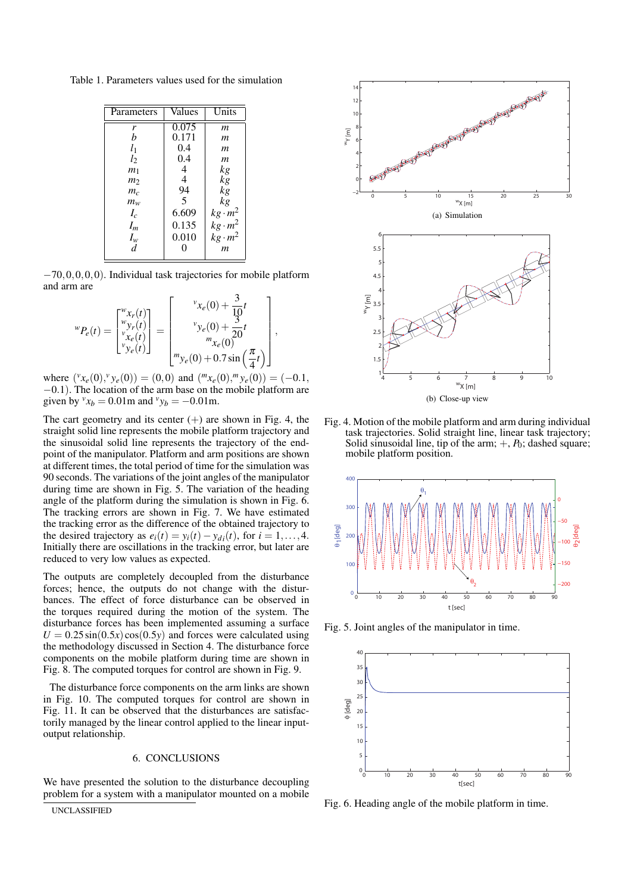Table 1. Parameters values used for the simulation

| Parameters | Values | Units |
|---|---|---|
| $r$ | 0.075 | $m$ |
| $b$ | 0.171 | $m$ |
| $l_1$ | 0.4 | $m$ |
| $l_2$ | 0.4 | $m$ |
| $m_1$ | 4 | $kg$ |
| $m_2$ | 4 | $kg$ |
| $m_c$ | 94 | $kg$ |
| $m_w$ | 5 | $kg$ |
| $I_c$ | 6.609 | $kg \cdot m^2$ |
| $I_m$ | 0.135 | $kg \cdot m^2$ |
| $I_w$ | 0.010 | $kg \cdot m^2$ |
| $d$ | 0 | $m$ |

$-70,0,0,0,0)$. Individual task trajectories for mobile platform and arm are

$$
{}^{w}P_e(t) = \begin{bmatrix} {}^{w}x_r(t) \\ {}^{w}y_r(t) \\ {}^{v}x_e(t) \\ {}^{v}y_e(t) \end{bmatrix} = \begin{bmatrix} {}^{v}x_e(0) + \frac{3}{10}t \\ {}^{v}y_e(0) + \frac{3}{20}t \\ {}^{m}x_e(0) \\ {}^{m}y_e(0) + 0.7\sin\left(\frac{\pi}{4}t\right) \end{bmatrix},
$$

where $({}^{v}x_e(0), {}^{v}y_e(0)) = (0,0)$ and $({}^{m}x_e(0), {}^{m}y_e(0)) = (-0.1, -0.1)$. The location of the arm base on the mobile platform are given by ${}^{v}x_b = 0.01$m and ${}^{v}y_b = -0.01$m.

The cart geometry and its center (+) are shown in Fig. 4, the straight solid line represents the mobile platform trajectory and the sinusoidal solid line represents the trajectory of the end-point of the manipulator. Platform and arm positions are shown at different times, the total period of time for the simulation was 90 seconds. The variations of the joint angles of the manipulator during time are shown in Fig. 5. The variation of the heading angle of the platform during the simulation is shown in Fig. 6. The tracking errors are shown in Fig. 7. We have estimated the tracking error as the difference of the obtained trajectory to the desired trajectory as $e_i(t) = y_i(t) - y_{di}(t)$, for $i = 1, \ldots, 4$. Initially there are oscillations in the tracking error, but later are reduced to very low values as expected.

The outputs are completely decoupled from the disturbance forces; hence, the outputs do not change with the disturbances. The effect of force disturbance can be observed in the torques required during the motion of the system. The disturbance forces have been implemented assuming a surface $U = 0.25\sin(0.5x)\cos(0.5y)$ and forces were calculated using the methodology discussed in Section 4. The disturbance force components on the mobile platform during time are shown in Fig. 8. The computed torques for control are shown in Fig. 9.

The disturbance force components on the arm links are shown in Fig. 10. The computed torques for control are shown in Fig. 11. It can be observed that the disturbances are satisfactorily managed by the linear control applied to the linear input-output relationship.

## 6. CONCLUSIONS

We have presented the solution to the disturbance decoupling problem for a system with a manipulator mounted on a mobile

(a) Simulation

(b) Close-up view

Fig. 4. Motion of the mobile platform and arm during individual task trajectories. Solid straight line, linear task trajectory; Solid sinusoidal line, tip of the arm; +, $P_0$; dashed square; mobile platform position.

Fig. 5. Joint angles of the manipulator in time.

Fig. 6. Heading angle of the mobile platform in time.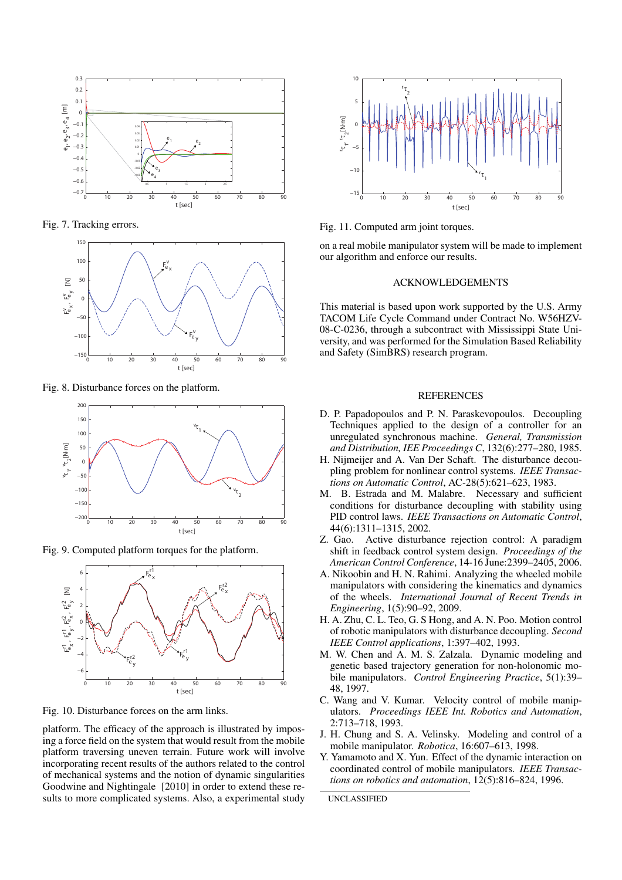Fig. 7. Tracking errors.

Fig. 8. Disturbance forces on the platform.

Fig. 9. Computed platform torques for the platform.

Fig. 10. Disturbance forces on the arm links.

platform. The efficacy of the approach is illustrated by imposing a force field on the system that would result from the mobile platform traversing uneven terrain. Future work will involve incorporating recent results of the authors related to the control of mechanical systems and the notion of dynamic singularities Goodwine and Nightingale [2010] in order to extend these results to more complicated systems. Also, a experimental study on a real mobile manipulator system will be made to implement our algorithm and enforce our results.

Fig. 11. Computed arm joint torques.

## ACKNOWLEDGEMENTS

This material is based upon work supported by the U.S. Army TACOM Life Cycle Command under Contract No. W56HZV-08-C-0236, through a subcontract with Mississippi State University, and was performed for the Simulation Based Reliability and Safety (SimBRS) research program.

## REFERENCES

D. P. Papadopoulos and P. N. Paraskevopoulos. Decoupling Techniques applied to the design of a controller for an unregulated synchronous machine. *General, Transmission and Distribution, IEE Proceedings C*, 132(6):277–280, 1985.

H. Nijmeijer and A. Van Der Schaft. The disturbance decoupling problem for nonlinear control systems. *IEEE Transactions on Automatic Control*, AC-28(5):621–623, 1983.

M. B. Estrada and M. Malabre. Necessary and sufficient conditions for disturbance decoupling with stability using PID control laws. *IEEE Transactions on Automatic Control*, 44(6):1311–1315, 2002.

Z. Gao. Active disturbance rejection control: A paradigm shift in feedback control system design. *Proceedings of the American Control Conference*, 14-16 June:2399–2405, 2006.

A. Nikoobin and H. N. Rahimi. Analyzing the wheeled mobile manipulators with considering the kinematics and dynamics of the wheels. *International Journal of Recent Trends in Engineering*, 1(5):90–92, 2009.

H. A. Zhu, C. L. Teo, G. S Hong, and A. N. Poo. Motion control of robotic manipulators with disturbance decoupling. *Second IEEE Control applications*, 1:397–402, 1993.

M. W. Chen and A. M. S. Zalzala. Dynamic modeling and genetic based trajectory generation for non-holonomic mobile manipulators. *Control Engineering Practice*, 5(1):39–48, 1997.

C. Wang and V. Kumar. Velocity control of mobile manipulators. *Proceedings IEEE Int. Robotics and Automation*, 2:713–718, 1993.

J. H. Chung and S. A. Velinsky. Modeling and control of a mobile manipulator. *Robotica*, 16:607–613, 1998.

Y. Yamamoto and X. Yun. Effect of the dynamic interaction on coordinated control of mobile manipulators. *IEEE Transactions on robotics and automation*, 12(5):816–824, 1996.

UNCLASSIFIED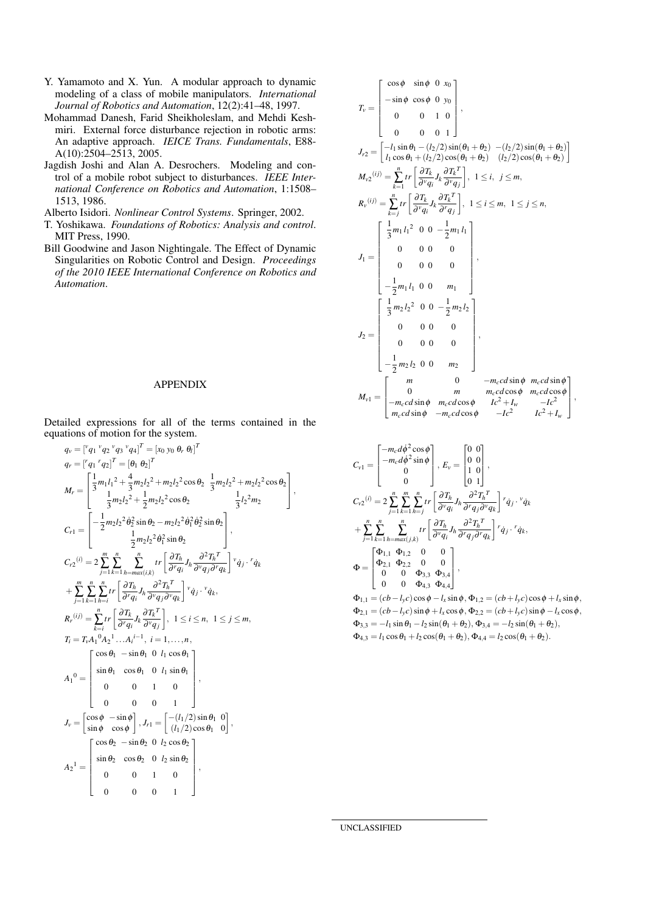Y. Yamamoto and X. Yun. A modular approach to dynamic modeling of a class of mobile manipulators. *International Journal of Robotics and Automation*, 12(2):41–48, 1997.

Mohammad Danesh, Farid Sheikholeslam, and Mehdi Keshmiri. External force disturbance rejection in robotic arms: An adaptive approach. *IEICE Trans. Fundamentals*, E88-A(10):2504–2513, 2005.

Jagdish Joshi and Alan A. Desrochers. Modeling and control of a mobile robot subject to disturbances. *IEEE International Conference on Robotics and Automation*, 1:1508–1513, 1986.

Alberto Isidori. *Nonlinear Control Systems*. Springer, 2002.

T. Yoshikawa. *Foundations of Robotics: Analysis and control*. MIT Press, 1990.

Bill Goodwine and Jason Nightingale. The Effect of Dynamic Singularities on Robotic Control and Design. *Proceedings of the 2010 IEEE International Conference on Robotics and Automation*.

## APPENDIX

Detailed expressions for all of the terms contained in the equations of motion for the system.

$$q_v = [{}^v q_1 \; {}^v q_2 \; {}^v q_3 \; {}^v q_4]^T = [x_0 \; y_0 \; \theta_r \; \theta_l]^T$$

$$q_r = [{}^r q_1 \; {}^r q_2]^T = [\theta_1 \; \theta_2]^T$$

$$M_r = \begin{bmatrix} \frac{1}{3}m_1 {l_1}^2 + \frac{4}{3}m_2 {l_2}^2 + m_2 {l_2}^2 \cos\theta_2 & \frac{1}{3}m_2 {l_2}^2 + m_2 {l_2}^2 \cos\theta_2 \\ \frac{1}{3}m_2 {l_2}^2 + \frac{1}{2}m_2 {l_2}^2 \cos\theta_2 & \frac{1}{3}{l_2}^2 m_2 \end{bmatrix},$$

$$C_{r1} = \begin{bmatrix} -\frac{1}{2}m_2 {l_2}^2 \dot\theta_2^2 \sin\theta_2 - m_2 {l_2}^2 \dot\theta_1^2 \dot\theta_2^2 \sin\theta_2 \\ \frac{1}{2}m_2 {l_2}^2 \dot\theta_1^2 \sin\theta_2 \end{bmatrix},$$

$$C_{r2}{}^{(i)} = 2\sum_{j=1}^{m}\sum_{k=1}^{n}\sum_{h=max(i,k)}^{n} tr\left[\frac{\partial T_h}{\partial {}^r q_i} J_h \frac{\partial^2 {T_h}^T}{\partial {}^v q_j \partial {}^r q_k}\right] {}^v\dot q_j \cdot {}^r\dot q_k$$

$$+\sum_{j=1}^{m}\sum_{k=1}^{n}\sum_{h=i}^{n} tr\left[\frac{\partial T_h}{\partial {}^r q_i} J_h \frac{\partial^2 {T_h}^T}{\partial {}^v q_j \partial {}^v q_k}\right] {}^v\dot q_j \cdot {}^v\dot q_k,$$

$$R_r{}^{(ij)} = \sum_{k=i}^{n} tr\left[\frac{\partial T_k}{\partial {}^r q_i} J_k \frac{\partial {T_k}^T}{\partial {}^v q_j}\right], \; 1 \le i \le n, \; 1 \le j \le m,$$

$$T_i = T_v {A_1}^0 {A_2}^1 \ldots {A_i}^{i-1}, \; i = 1, \ldots, n,$$

$$A_1{}^0 = \begin{bmatrix} \cos\theta_1 & -\sin\theta_1 & 0 & l_1\cos\theta_1 \\ \sin\theta_1 & \cos\theta_1 & 0 & l_1\sin\theta_1 \\ 0 & 0 & 1 & 0 \\ 0 & 0 & 0 & 1 \end{bmatrix},$$

$$J_v = \begin{bmatrix} \cos\phi & -\sin\phi \\ \sin\phi & \cos\phi \end{bmatrix}, \; J_{r1} = \begin{bmatrix} -(l_1/2)\sin\theta_1 & 0 \\ (l_1/2)\cos\theta_1 & 0 \end{bmatrix},$$

$$A_2{}^1 = \begin{bmatrix} \cos\theta_2 & -\sin\theta_2 & 0 & l_2\cos\theta_2 \\ \sin\theta_2 & \cos\theta_2 & 0 & l_2\sin\theta_2 \\ 0 & 0 & 1 & 0 \\ 0 & 0 & 0 & 1 \end{bmatrix},$$

$$T_v = \begin{bmatrix} \cos\phi & \sin\phi & 0 & x_0 \\ -\sin\phi & \cos\phi & 0 & y_0 \\ 0 & 0 & 1 & 0 \\ 0 & 0 & 0 & 1 \end{bmatrix},$$

$$J_{r2} = \begin{bmatrix} -l_1\sin\theta_1 - (l_2/2)\sin(\theta_1+\theta_2) & -(l_2/2)\sin(\theta_1+\theta_2) \\ l_1\cos\theta_1 + (l_2/2)\cos(\theta_1+\theta_2) & (l_2/2)\cos(\theta_1+\theta_2) \end{bmatrix}$$

$$M_{v2}{}^{(ij)} = \sum_{k=1}^{n} tr\left[\frac{\partial T_k}{\partial {}^v q_i} J_k \frac{\partial {T_k}^T}{\partial {}^v q_j}\right], \; 1 \le i, \; j \le m,$$

$$R_v{}^{(ij)} = \sum_{k=j}^{n} tr\left[\frac{\partial T_k}{\partial {}^v q_i} J_k \frac{\partial {T_k}^T}{\partial {}^r q_j}\right], \; 1 \le i \le m, \; 1 \le j \le n,$$

$$J_1 = \begin{bmatrix} \frac{1}{3}m_1 {l_1}^2 & 0 & 0 & -\frac{1}{2}m_1 l_1 \\ 0 & 0 & 0 & 0 \\ 0 & 0 & 0 & 0 \\ -\frac{1}{2}m_1 l_1 & 0 & 0 & m_1 \end{bmatrix},$$

$$J_2 = \begin{bmatrix} \frac{1}{3}m_2 {l_2}^2 & 0 & 0 & -\frac{1}{2}m_2 l_2 \\ 0 & 0 & 0 & 0 \\ 0 & 0 & 0 & 0 \\ -\frac{1}{2}m_2 l_2 & 0 & 0 & m_2 \end{bmatrix},$$

$$M_{v1} = \begin{bmatrix} m & 0 & -m_c cd\sin\phi & m_c cd\sin\phi \\ 0 & m & m_c cd\cos\phi & m_c cd\cos\phi \\ -m_c cd\sin\phi & m_c cd\cos\phi & Ic^2 + I_w & -Ic^2 \\ m_c cd\sin\phi & -m_c cd\cos\phi & -Ic^2 & Ic^2 + I_w \end{bmatrix},$$

$$C_{v1} = \begin{bmatrix} -m_c d\dot\phi^2\cos\phi \\ -m_c d\dot\phi^2\sin\phi \\ 0 \\ 0 \end{bmatrix}, \; E_v = \begin{bmatrix} 0 & 0 \\ 0 & 0 \\ 1 & 0 \\ 0 & 1 \end{bmatrix},$$

$$C_{v2}{}^{(i)} = 2\sum_{j=1}^{n}\sum_{k=1}^{m}\sum_{h=j}^{n} tr\left[\frac{\partial T_h}{\partial {}^v q_i} J_h \frac{\partial^2 {T_h}^T}{\partial {}^r q_j \partial {}^v q_k}\right] {}^r\dot q_j \cdot {}^v\dot q_k$$

$$+\sum_{j=1}^{n}\sum_{k=1}^{n}\sum_{h=max(j,k)}^{n} tr\left[\frac{\partial T_h}{\partial {}^v q_i} J_h \frac{\partial^2 {T_h}^T}{\partial {}^r q_j \partial {}^r q_k}\right] {}^r\dot q_j \cdot {}^r\dot q_k,$$

$$\Phi = \begin{bmatrix} \Phi_{1,1} & \Phi_{1,2} & 0 & 0 \\ \Phi_{2,1} & \Phi_{2,2} & 0 & 0 \\ 0 & 0 & \Phi_{3,3} & \Phi_{3,4} \\ 0 & 0 & \Phi_{4,3} & \Phi_{4,4} \end{bmatrix},$$

$\Phi_{1,1} = (cb - l_y c)\cos\phi - l_x\sin\phi$, $\Phi_{1,2} = (cb + l_y c)\cos\phi + l_x\sin\phi$,
$\Phi_{2,1} = (cb - l_y c)\sin\phi + l_x\cos\phi$, $\Phi_{2,2} = (cb + l_y c)\sin\phi - l_x\cos\phi$,
$\Phi_{3,3} = -l_1\sin\theta_1 - l_2\sin(\theta_1+\theta_2)$, $\Phi_{3,4} = -l_2\sin(\theta_1+\theta_2)$,
$\Phi_{4,3} = l_1\cos\theta_1 + l_2\cos(\theta_1+\theta_2)$, $\Phi_{4,4} = l_2\cos(\theta_1+\theta_2)$.

UNCLASSIFIED